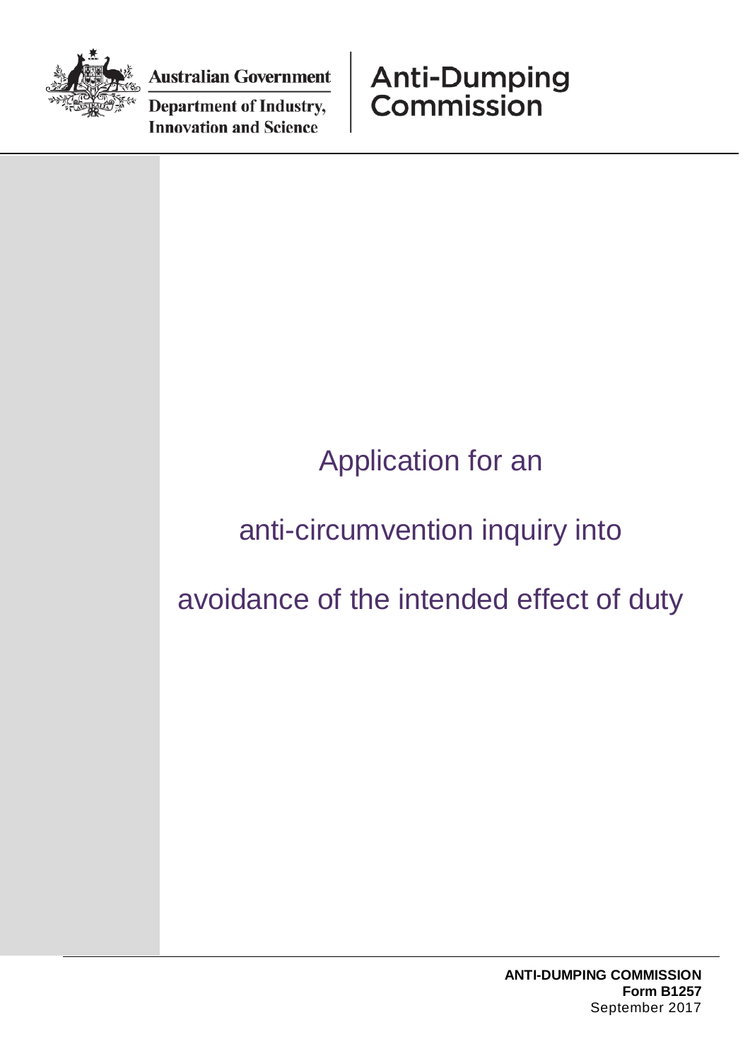Australian Government

Department of Industry, Innovation and Science

Anti-Dumping Commission

# Application for an anti-circumvention inquiry into avoidance of the intended effect of duty

**ANTI-DUMPING COMMISSION**
**Form B1257**
September 2017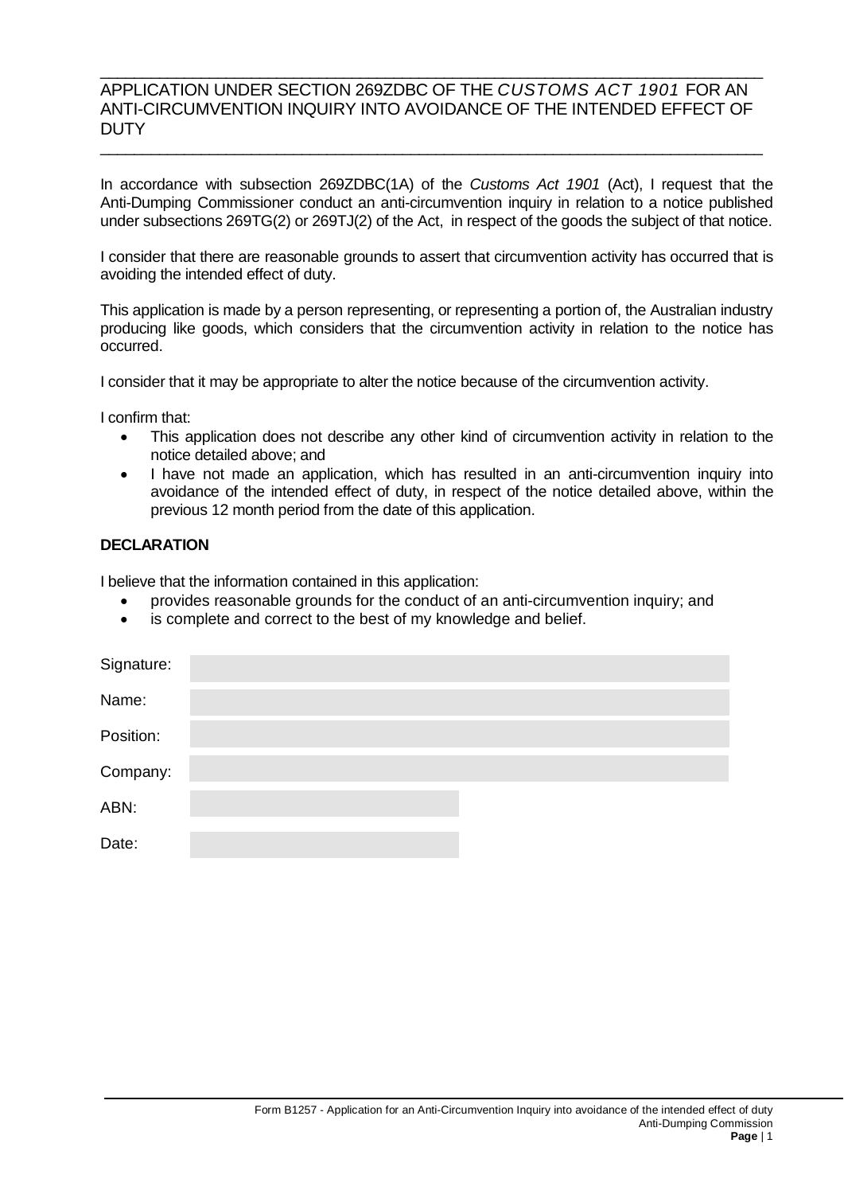# APPLICATION UNDER SECTION 269ZDBC OF THE *CUSTOMS ACT 1901* FOR AN ANTI-CIRCUMVENTION INQUIRY INTO AVOIDANCE OF THE INTENDED EFFECT OF DUTY

In accordance with subsection 269ZDBC(1A) of the *Customs Act 1901* (Act), I request that the Anti-Dumping Commissioner conduct an anti-circumvention inquiry in relation to a notice published under subsections 269TG(2) or 269TJ(2) of the Act, in respect of the goods the subject of that notice.

I consider that there are reasonable grounds to assert that circumvention activity has occurred that is avoiding the intended effect of duty.

This application is made by a person representing, or representing a portion of, the Australian industry producing like goods, which considers that the circumvention activity in relation to the notice has occurred.

I consider that it may be appropriate to alter the notice because of the circumvention activity.

I confirm that:

- This application does not describe any other kind of circumvention activity in relation to the notice detailed above; and
- I have not made an application, which has resulted in an anti-circumvention inquiry into avoidance of the intended effect of duty, in respect of the notice detailed above, within the previous 12 month period from the date of this application.

**DECLARATION**

I believe that the information contained in this application:

- provides reasonable grounds for the conduct of an anti-circumvention inquiry; and
- is complete and correct to the best of my knowledge and belief.

Signature:

Name:

Position:

Company:

ABN:

Date: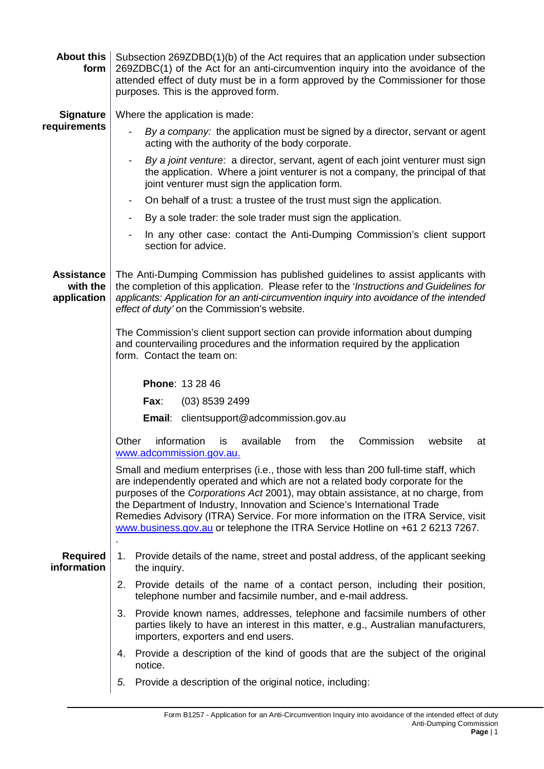**About this form**

Subsection 269ZDBD(1)(b) of the Act requires that an application under subsection 269ZDBC(1) of the Act for an anti-circumvention inquiry into the avoidance of the attended effect of duty must be in a form approved by the Commissioner for those purposes. This is the approved form.

**Signature requirements**

Where the application is made:

- *By a company:* the application must be signed by a director, servant or agent acting with the authority of the body corporate.
- *By a joint venture*: a director, servant, agent of each joint venturer must sign the application. Where a joint venturer is not a company, the principal of that joint venturer must sign the application form.
- On behalf of a trust: a trustee of the trust must sign the application.
- By a sole trader: the sole trader must sign the application.
- In any other case: contact the Anti-Dumping Commission's client support section for advice.

**Assistance with the application**

The Anti-Dumping Commission has published guidelines to assist applicants with the completion of this application. Please refer to the '*Instructions and Guidelines for applicants: Application for an anti-circumvention inquiry into avoidance of the intended effect of duty'* on the Commission's website.

The Commission's client support section can provide information about dumping and countervailing procedures and the information required by the application form. Contact the team on:

**Phone**: 13 28 46

**Fax**: (03) 8539 2499

**Email**: clientsupport@adcommission.gov.au

Other information is available from the Commission website at www.adcommission.gov.au.

Small and medium enterprises (i.e., those with less than 200 full-time staff, which are independently operated and which are not a related body corporate for the purposes of the *Corporations Act* 2001), may obtain assistance, at no charge, from the Department of Industry, Innovation and Science's International Trade Remedies Advisory (ITRA) Service. For more information on the ITRA Service, visit www.business.gov.au or telephone the ITRA Service Hotline on +61 2 6213 7267.

**Required information**

1. Provide details of the name, street and postal address, of the applicant seeking the inquiry.
2. Provide details of the name of a contact person, including their position, telephone number and facsimile number, and e-mail address.
3. Provide known names, addresses, telephone and facsimile numbers of other parties likely to have an interest in this matter, e.g., Australian manufacturers, importers, exporters and end users.
4. Provide a description of the kind of goods that are the subject of the original notice.
5. Provide a description of the original notice, including: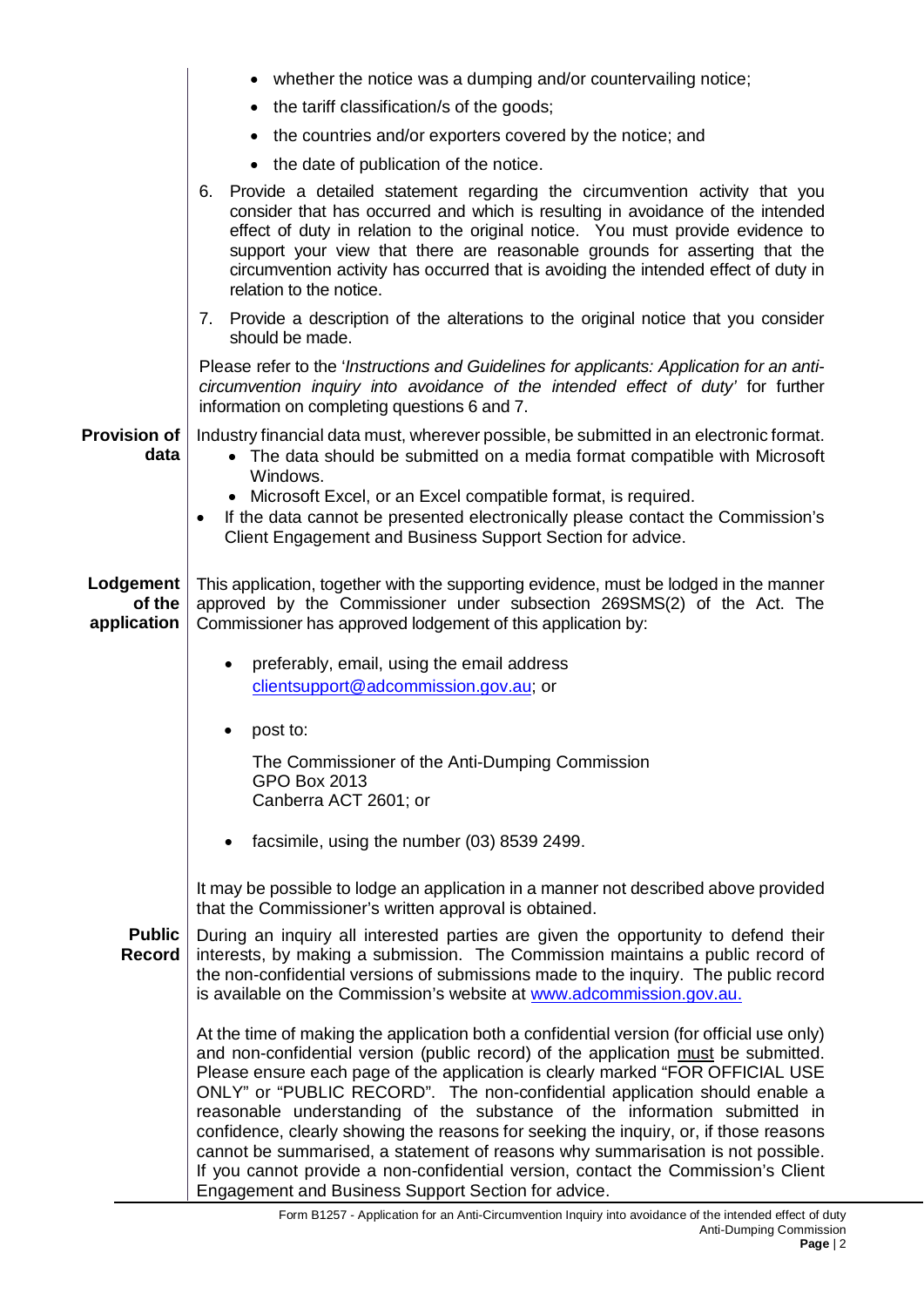- whether the notice was a dumping and/or countervailing notice;
- the tariff classification/s of the goods;
- the countries and/or exporters covered by the notice; and
- the date of publication of the notice.

6. Provide a detailed statement regarding the circumvention activity that you consider that has occurred and which is resulting in avoidance of the intended effect of duty in relation to the original notice. You must provide evidence to support your view that there are reasonable grounds for asserting that the circumvention activity has occurred that is avoiding the intended effect of duty in relation to the notice.

7. Provide a description of the alterations to the original notice that you consider should be made.

Please refer to the '*Instructions and Guidelines for applicants: Application for an anti-circumvention inquiry into avoidance of the intended effect of duty*' for further information on completing questions 6 and 7.

**Provision of data**

Industry financial data must, wherever possible, be submitted in an electronic format.

- The data should be submitted on a media format compatible with Microsoft Windows.
- Microsoft Excel, or an Excel compatible format, is required.
- If the data cannot be presented electronically please contact the Commission's Client Engagement and Business Support Section for advice.

**Lodgement of the application**

This application, together with the supporting evidence, must be lodged in the manner approved by the Commissioner under subsection 269SMS(2) of the Act. The Commissioner has approved lodgement of this application by:

- preferably, email, using the email address clientsupport@adcommission.gov.au; or

- post to:

  The Commissioner of the Anti-Dumping Commission
  GPO Box 2013
  Canberra ACT 2601; or

- facsimile, using the number (03) 8539 2499.

It may be possible to lodge an application in a manner not described above provided that the Commissioner's written approval is obtained.

**Public Record**

During an inquiry all interested parties are given the opportunity to defend their interests, by making a submission. The Commission maintains a public record of the non-confidential versions of submissions made to the inquiry. The public record is available on the Commission's website at www.adcommission.gov.au.

At the time of making the application both a confidential version (for official use only) and non-confidential version (public record) of the application must be submitted. Please ensure each page of the application is clearly marked "FOR OFFICIAL USE ONLY" or "PUBLIC RECORD". The non-confidential application should enable a reasonable understanding of the substance of the information submitted in confidence, clearly showing the reasons for seeking the inquiry, or, if those reasons cannot be summarised, a statement of reasons why summarisation is not possible. If you cannot provide a non-confidential version, contact the Commission's Client Engagement and Business Support Section for advice.